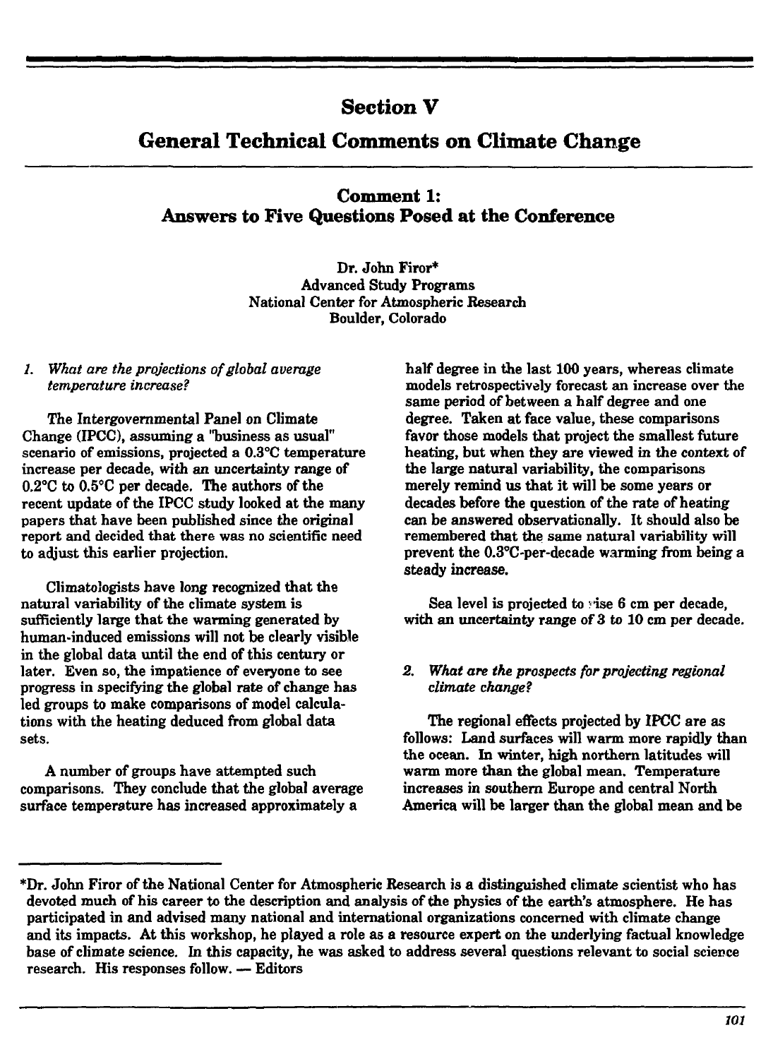# Section V

# General Technical Comments on Climate Change

## Comment 1: Answers to Five Questions Posed at the Conference

Dr. John Firor*
Advanced Study Programs
National Center for Atmospheric Research
Boulder, Colorado

*1. What are the projections of global average temperature increase?*

The Intergovernmental Panel on Climate Change (IPCC), assuming a "business as usual" scenario of emissions, projected a 0.3°C temperature increase per decade, with an uncertainty range of 0.2°C to 0.5°C per decade. The authors of the recent update of the IPCC study looked at the many papers that have been published since the original report and decided that there was no scientific need to adjust this earlier projection.

Climatologists have long recognized that the natural variability of the climate system is sufficiently large that the warming generated by human-induced emissions will not be clearly visible in the global data until the end of this century or later. Even so, the impatience of everyone to see progress in specifying the global rate of change has led groups to make comparisons of model calculations with the heating deduced from global data sets.

A number of groups have attempted such comparisons. They conclude that the global average surface temperature has increased approximately a half degree in the last 100 years, whereas climate models retrospectively forecast an increase over the same period of between a half degree and one degree. Taken at face value, these comparisons favor those models that project the smallest future heating, but when they are viewed in the context of the large natural variability, the comparisons merely remind us that it will be some years or decades before the question of the rate of heating can be answered observationally. It should also be remembered that the same natural variability will prevent the 0.3°C-per-decade warming from being a steady increase.

Sea level is projected to rise 6 cm per decade, with an uncertainty range of 3 to 10 cm per decade.

*2. What are the prospects for projecting regional climate change?*

The regional effects projected by IPCC are as follows: Land surfaces will warm more rapidly than the ocean. In winter, high northern latitudes will warm more than the global mean. Temperature increases in southern Europe and central North America will be larger than the global mean and be

---

*Dr. John Firor of the National Center for Atmospheric Research is a distinguished climate scientist who has devoted much of his career to the description and analysis of the physics of the earth's atmosphere. He has participated in and advised many national and international organizations concerned with climate change and its impacts. At this workshop, he played a role as a resource expert on the underlying factual knowledge base of climate science. In this capacity, he was asked to address several questions relevant to social science research. His responses follow. — Editors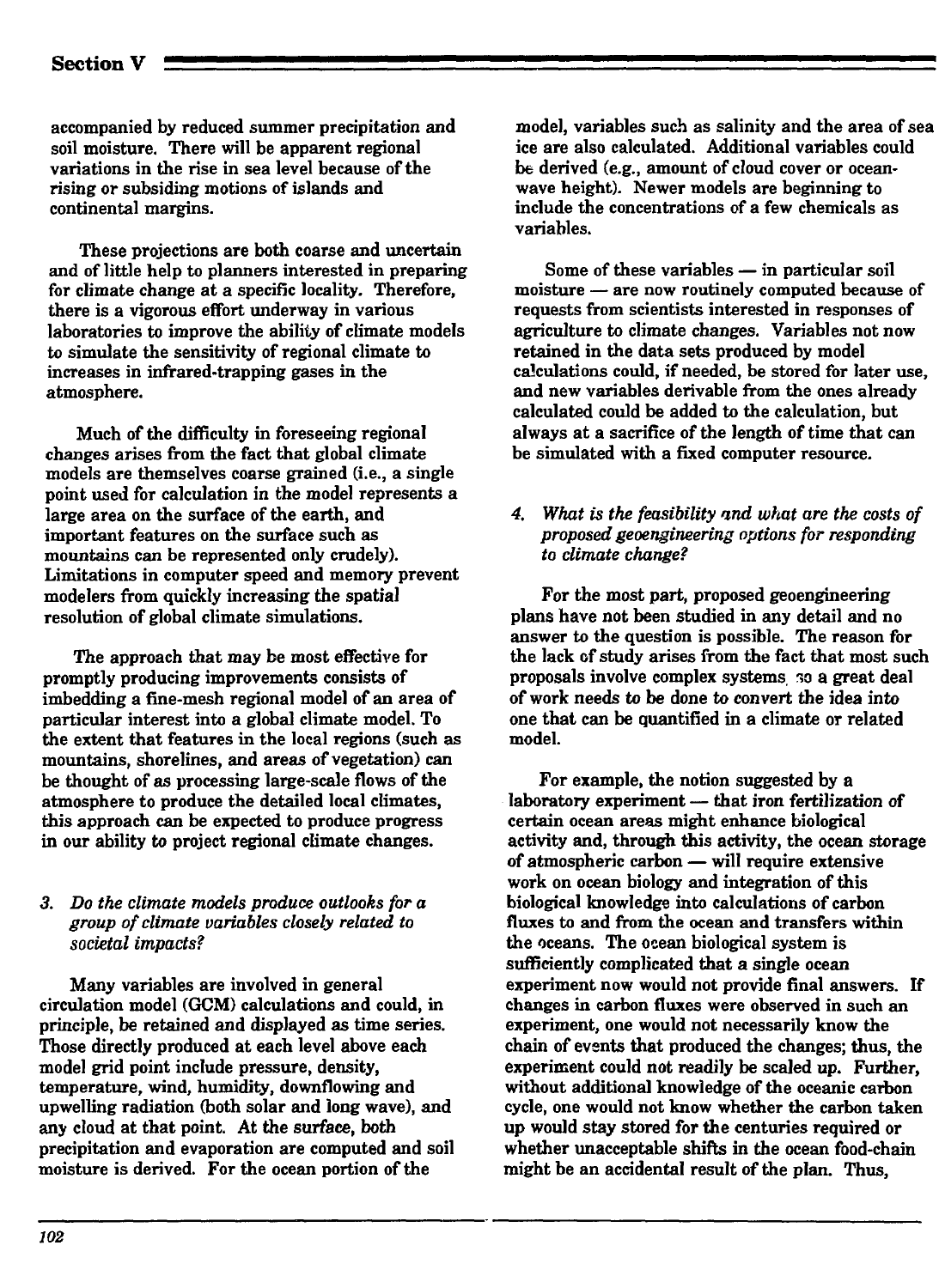accompanied by reduced summer precipitation and soil moisture. There will be apparent regional variations in the rise in sea level because of the rising or subsiding motions of islands and continental margins.

These projections are both coarse and uncertain and of little help to planners interested in preparing for climate change at a specific locality. Therefore, there is a vigorous effort underway in various laboratories to improve the ability of climate models to simulate the sensitivity of regional climate to increases in infrared-trapping gases in the atmosphere.

Much of the difficulty in foreseeing regional changes arises from the fact that global climate models are themselves coarse grained (i.e., a single point used for calculation in the model represents a large area on the surface of the earth, and important features on the surface such as mountains can be represented only crudely). Limitations in computer speed and memory prevent modelers from quickly increasing the spatial resolution of global climate simulations.

The approach that may be most effective for promptly producing improvements consists of imbedding a fine-mesh regional model of an area of particular interest into a global climate model. To the extent that features in the local regions (such as mountains, shorelines, and areas of vegetation) can be thought of as processing large-scale flows of the atmosphere to produce the detailed local climates, this approach can be expected to produce progress in our ability to project regional climate changes.

*3. Do the climate models produce outlooks for a group of climate variables closely related to societal impacts?*

Many variables are involved in general circulation model (GCM) calculations and could, in principle, be retained and displayed as time series. Those directly produced at each level above each model grid point include pressure, density, temperature, wind, humidity, downflowing and upwelling radiation (both solar and long wave), and any cloud at that point. At the surface, both precipitation and evaporation are computed and soil moisture is derived. For the ocean portion of the model, variables such as salinity and the area of sea ice are also calculated. Additional variables could be derived (e.g., amount of cloud cover or ocean-wave height). Newer models are beginning to include the concentrations of a few chemicals as variables.

Some of these variables — in particular soil moisture — are now routinely computed because of requests from scientists interested in responses of agriculture to climate changes. Variables not now retained in the data sets produced by model calculations could, if needed, be stored for later use, and new variables derivable from the ones already calculated could be added to the calculation, but always at a sacrifice of the length of time that can be simulated with a fixed computer resource.

*4. What is the feasibility and what are the costs of proposed geoengineering options for responding to climate change?*

For the most part, proposed geoengineering plans have not been studied in any detail and no answer to the question is possible. The reason for the lack of study arises from the fact that most such proposals involve complex systems, so a great deal of work needs to be done to convert the idea into one that can be quantified in a climate or related model.

For example, the notion suggested by a laboratory experiment — that iron fertilization of certain ocean areas might enhance biological activity and, through this activity, the ocean storage of atmospheric carbon — will require extensive work on ocean biology and integration of this biological knowledge into calculations of carbon fluxes to and from the ocean and transfers within the oceans. The ocean biological system is sufficiently complicated that a single ocean experiment now would not provide final answers. If changes in carbon fluxes were observed in such an experiment, one would not necessarily know the chain of events that produced the changes; thus, the experiment could not readily be scaled up. Further, without additional knowledge of the oceanic carbon cycle, one would not know whether the carbon taken up would stay stored for the centuries required or whether unacceptable shifts in the ocean food-chain might be an accidental result of the plan. Thus,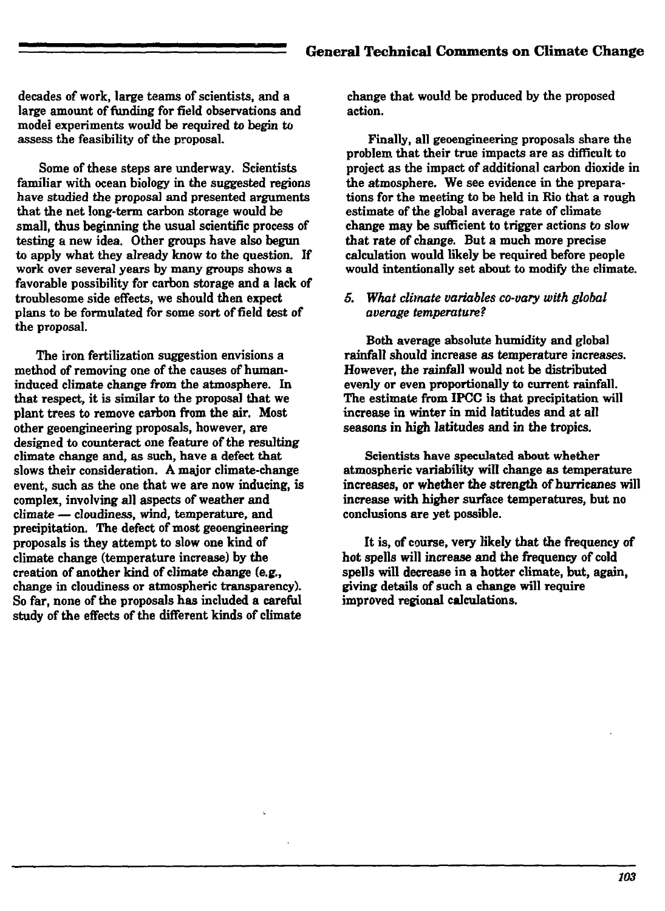decades of work, large teams of scientists, and a large amount of funding for field observations and model experiments would be required to begin to assess the feasibility of the proposal.

Some of these steps are underway. Scientists familiar with ocean biology in the suggested regions have studied the proposal and presented arguments that the net long-term carbon storage would be small, thus beginning the usual scientific process of testing a new idea. Other groups have also begun to apply what they already know to the question. If work over several years by many groups shows a favorable possibility for carbon storage and a lack of troublesome side effects, we should then expect plans to be formulated for some sort of field test of the proposal.

The iron fertilization suggestion envisions a method of removing one of the causes of human-induced climate change from the atmosphere. In that respect, it is similar to the proposal that we plant trees to remove carbon from the air. Most other geoengineering proposals, however, are designed to counteract one feature of the resulting climate change and, as such, have a defect that slows their consideration. A major climate-change event, such as the one that we are now inducing, is complex, involving all aspects of weather and climate — cloudiness, wind, temperature, and precipitation. The defect of most geoengineering proposals is they attempt to slow one kind of climate change (temperature increase) by the creation of another kind of climate change (e.g., change in cloudiness or atmospheric transparency). So far, none of the proposals has included a careful study of the effects of the different kinds of climate change that would be produced by the proposed action.

Finally, all geoengineering proposals share the problem that their true impacts are as difficult to project as the impact of additional carbon dioxide in the atmosphere. We see evidence in the preparations for the meeting to be held in Rio that a rough estimate of the global average rate of climate change may be sufficient to trigger actions to slow that rate of change. But a much more precise calculation would likely be required before people would intentionally set about to modify the climate.

*5. What climate variables co-vary with global average temperature?*

Both average absolute humidity and global rainfall should increase as temperature increases. However, the rainfall would not be distributed evenly or even proportionally to current rainfall. The estimate from IPCC is that precipitation will increase in winter in mid latitudes and at all seasons in high latitudes and in the tropics.

Scientists have speculated about whether atmospheric variability will change as temperature increases, or whether the strength of hurricanes will increase with higher surface temperatures, but no conclusions are yet possible.

It is, of course, very likely that the frequency of hot spells will increase and the frequency of cold spells will decrease in a hotter climate, but, again, giving details of such a change will require improved regional calculations.